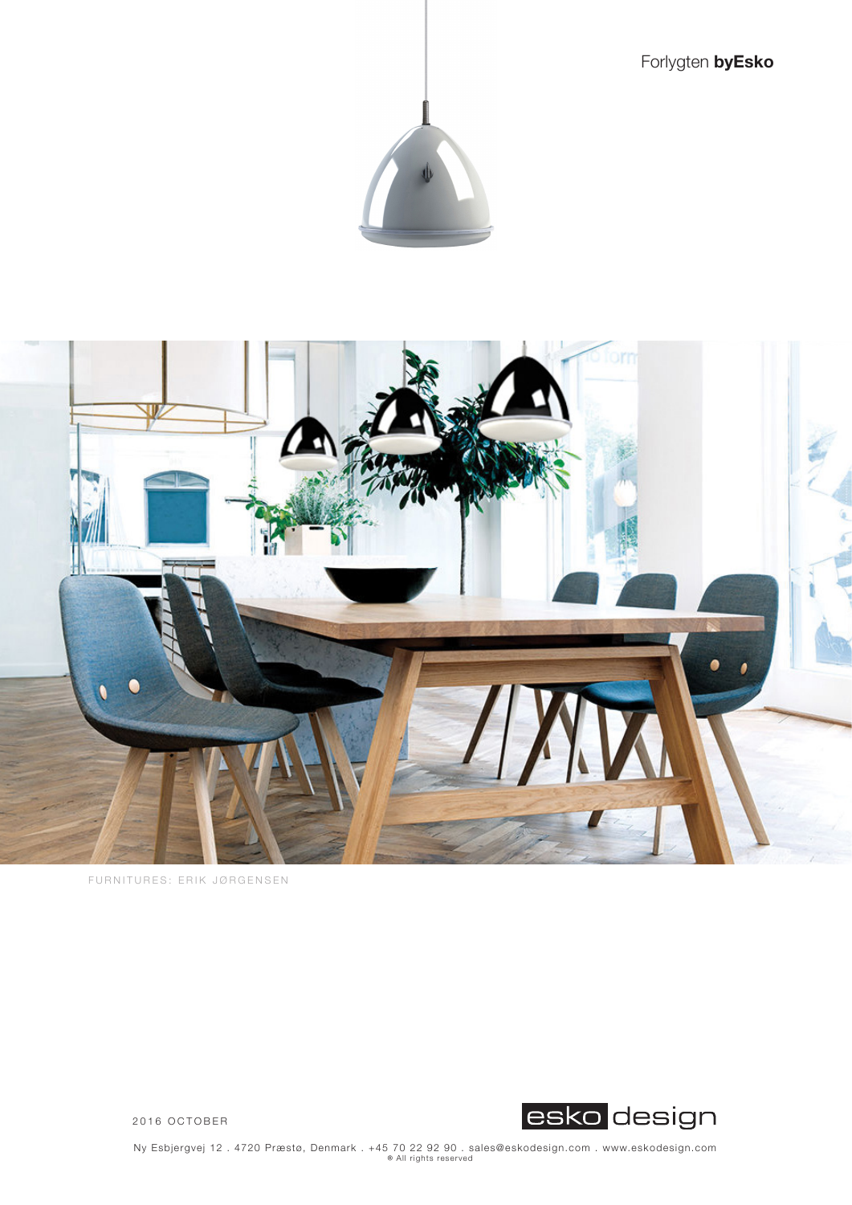Forlygten **byEsko**

FURNITURES: ERIK JØRGENSEN

2016 OCTOBER

esko design

Ny Esbjergvej 12 . 4720 Præstø, Denmark . +45 70 22 92 90 . sales@eskodesign.com . www.eskodesign.com
® All rights reserved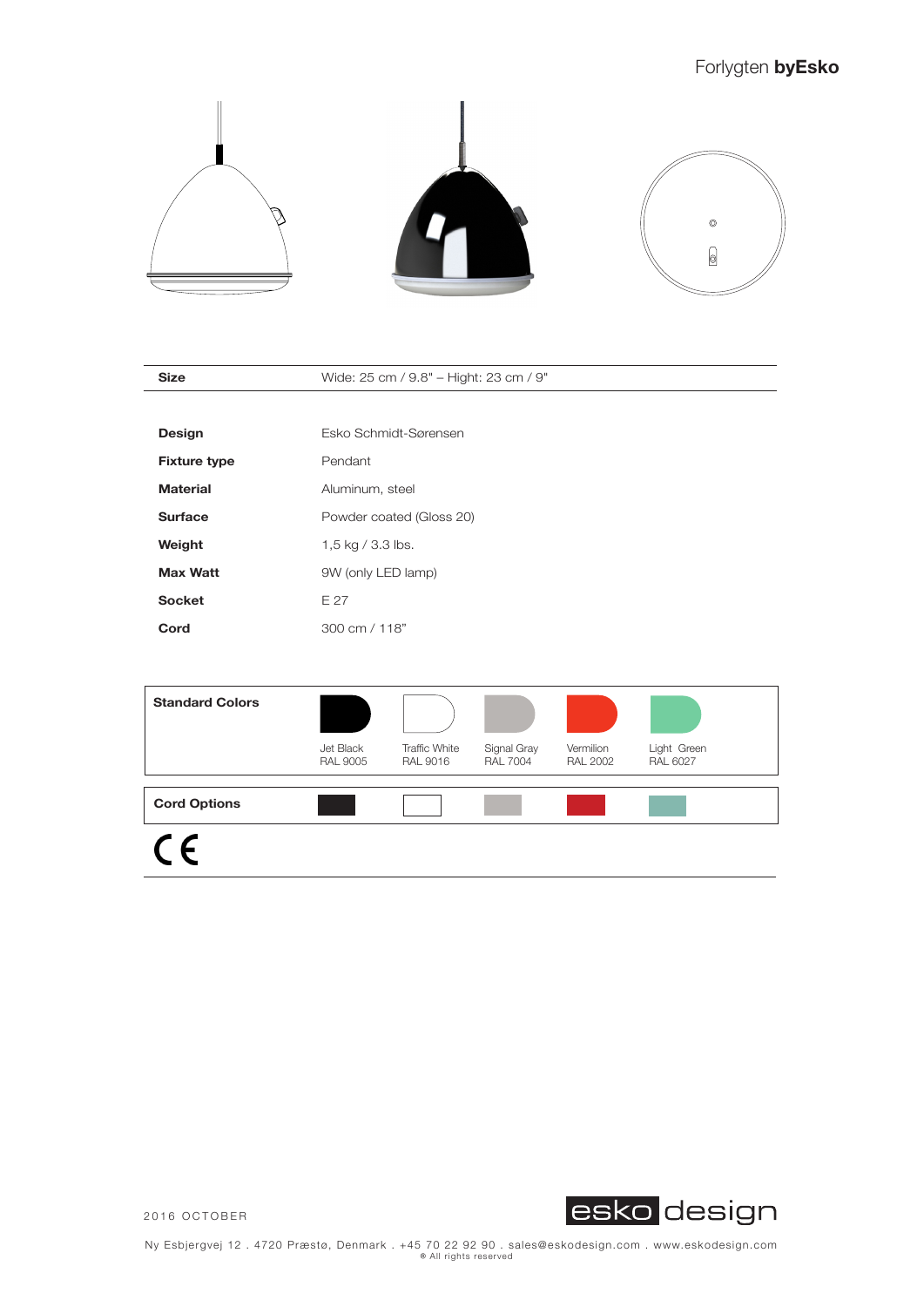Forlygten **byEsko**

| | |
|---|---|
| **Size** | Wide: 25 cm / 9.8" – Hight: 23 cm / 9" |

| | |
|---|---|
| **Design** | Esko Schmidt-Sørensen |
| **Fixture type** | Pendant |
| **Material** | Aluminum, steel |
| **Surface** | Powder coated (Gloss 20) |
| **Weight** | 1,5 kg / 3.3 lbs. |
| **Max Watt** | 9W (only LED lamp) |
| **Socket** | E 27 |
| **Cord** | 300 cm / 118" |

| | | | | | |
|---|---|---|---|---|---|
| **Standard Colors** | Jet Black RAL 9005 | Traffic White RAL 9016 | Signal Gray RAL 7004 | Vermilion RAL 2002 | Light Green RAL 6027 |

**Cord Options**

CE

2016 OCTOBER

esko design

Ny Esbjergvej 12 . 4720 Præstø, Denmark . +45 70 22 92 90 . sales@eskodesign.com . www.eskodesign.com
® All rights reserved